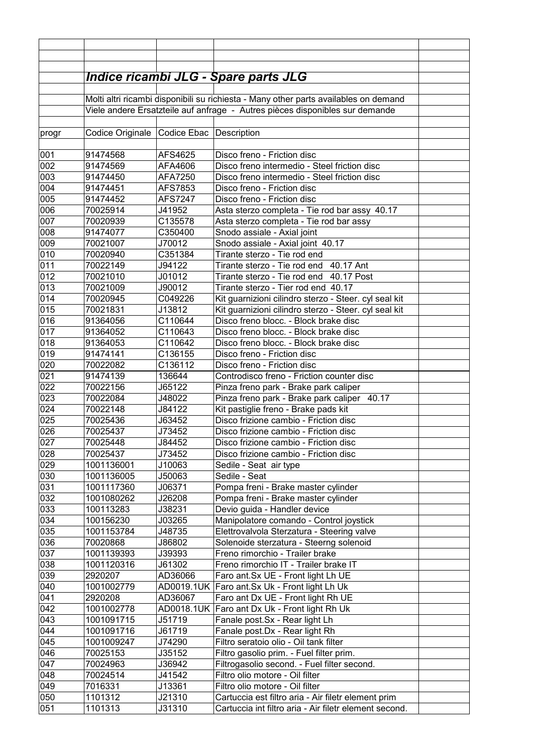## *Indice ricambi JLG - Spare parts JLG*

Molti altri ricambi disponibili su richiesta - Many other parts availables on demand
Viele andere Ersatzteile auf anfrage - Autres pièces disponibles sur demande

| progr | Codice Originale | Codice Ebac | Description |
|---|---|---|---|
| 001 | 91474568 | AFS4625 | Disco freno - Friction disc |
| 002 | 91474569 | AFA4606 | Disco freno intermedio - Steel friction disc |
| 003 | 91474450 | AFA7250 | Disco freno intermedio - Steel friction disc |
| 004 | 91474451 | AFS7853 | Disco freno - Friction disc |
| 005 | 91474452 | AFS7247 | Disco freno - Friction disc |
| 006 | 70025914 | J41952 | Asta sterzo completa - Tie rod bar assy 40.17 |
| 007 | 70020939 | C135578 | Asta sterzo completa - Tie rod bar assy |
| 008 | 91474077 | C350400 | Snodo assiale - Axial joint |
| 009 | 70021007 | J70012 | Snodo assiale - Axial joint 40.17 |
| 010 | 70020940 | C351384 | Tirante sterzo - Tie rod end |
| 011 | 70022149 | J94122 | Tirante sterzo - Tie rod end 40.17 Ant |
| 012 | 70021010 | J01012 | Tirante sterzo - Tie rod end 40.17 Post |
| 013 | 70021009 | J90012 | Tirante sterzo - Tier rod end 40.17 |
| 014 | 70020945 | C049226 | Kit guarnizioni cilindro sterzo - Steer. cyl seal kit |
| 015 | 70021831 | J13812 | Kit guarnizioni cilindro sterzo - Steer. cyl seal kit |
| 016 | 91364056 | C110644 | Disco freno blocc. - Block brake disc |
| 017 | 91364052 | C110643 | Disco freno blocc. - Block brake disc |
| 018 | 91364053 | C110642 | Disco freno blocc. - Block brake disc |
| 019 | 91474141 | C136155 | Disco freno - Friction disc |
| 020 | 70022082 | C136112 | Disco freno - Friction disc |
| 021 | 91474139 | 136644 | Controdisco freno - Friction counter disc |
| 022 | 70022156 | J65122 | Pinza freno park - Brake park caliper |
| 023 | 70022084 | J48022 | Pinza freno park - Brake park caliper 40.17 |
| 024 | 70022148 | J84122 | Kit pastiglie freno - Brake pads kit |
| 025 | 70025436 | J63452 | Disco frizione cambio - Friction disc |
| 026 | 70025437 | J73452 | Disco frizione cambio - Friction disc |
| 027 | 70025448 | J84452 | Disco frizione cambio - Friction disc |
| 028 | 70025437 | J73452 | Disco frizione cambio - Friction disc |
| 029 | 1001136001 | J10063 | Sedile - Seat air type |
| 030 | 1001136005 | J50063 | Sedile - Seat |
| 031 | 1001117360 | J06371 | Pompa freni - Brake master cylinder |
| 032 | 1001080262 | J26208 | Pompa freni - Brake master cylinder |
| 033 | 100113283 | J38231 | Devio guida - Handler device |
| 034 | 100156230 | J03265 | Manipolatore comando - Control joystick |
| 035 | 1001153784 | J48735 | Elettrovalvola Sterzatura - Steering valve |
| 036 | 70020868 | J86802 | Solenoide sterzatura - Steerng solenoid |
| 037 | 1001139393 | J39393 | Freno rimorchio - Trailer brake |
| 038 | 1001120316 | J61302 | Freno rimorchio IT - Trailer brake IT |
| 039 | 2920207 | AD36066 | Faro ant.Sx UE - Front light Lh UE |
| 040 | 1001002779 | AD0019.1UK | Faro ant.Sx Uk - Front light Lh Uk |
| 041 | 2920208 | AD36067 | Faro ant Dx UE - Front light Rh UE |
| 042 | 1001002778 | AD0018.1UK | Faro ant Dx Uk - Front light Rh Uk |
| 043 | 1001091715 | J51719 | Fanale post.Sx - Rear light Lh |
| 044 | 1001091716 | J61719 | Fanale post.Dx - Rear light Rh |
| 045 | 1001009247 | J74290 | Filtro seratoio olio - Oil tank filter |
| 046 | 70025153 | J35152 | Filtro gasolio prim. - Fuel filter prim. |
| 047 | 70024963 | J36942 | Filtrogasolio second. - Fuel filter second. |
| 048 | 70024514 | J41542 | Filtro olio motore - Oil filter |
| 049 | 7016331 | J13361 | Filtro olio motore - Oil filter |
| 050 | 1101312 | J21310 | Cartuccia est filtro aria - Air filetr element prim |
| 051 | 1101313 | J31310 | Cartuccia int filtro aria - Air filetr element second. |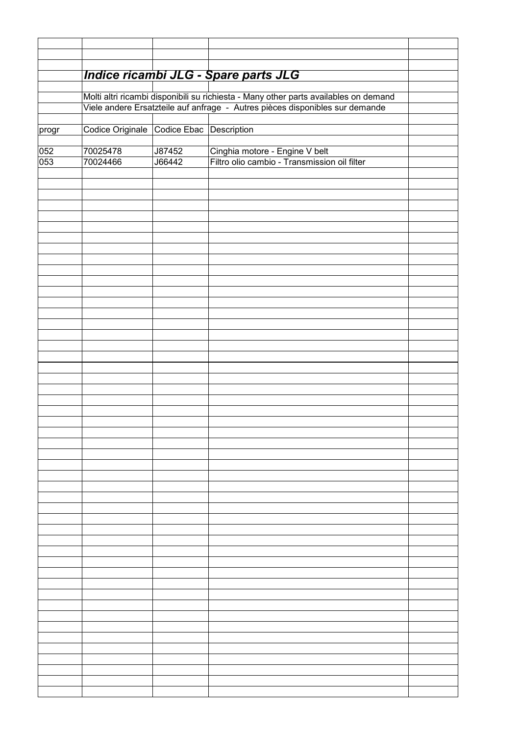## *Indice ricambi JLG - Spare parts JLG*

Molti altri ricambi disponibili su richiesta - Many other parts availables on demand
Viele andere Ersatzteile auf anfrage - Autres pièces disponibles sur demande

| progr | Codice Originale | Codice Ebac | Description |
|---|---|---|---|
| 052 | 70025478 | J87452 | Cinghia motore - Engine V belt |
| 053 | 70024466 | J66442 | Filtro olio cambio - Transmission oil filter |